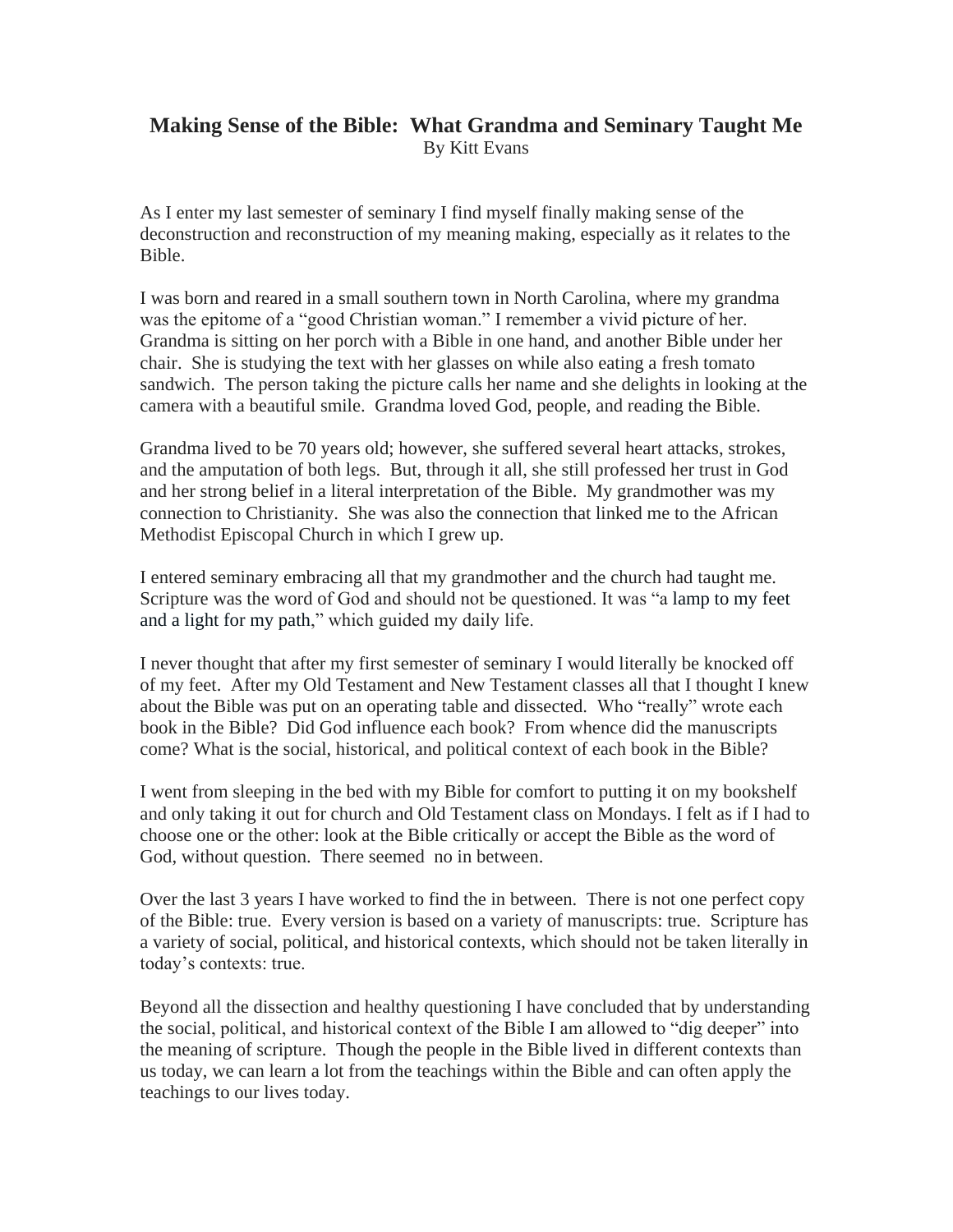# Making Sense of the Bible: What Grandma and Seminary Taught Me

By Kitt Evans

As I enter my last semester of seminary I find myself finally making sense of the deconstruction and reconstruction of my meaning making, especially as it relates to the Bible.

I was born and reared in a small southern town in North Carolina, where my grandma was the epitome of a "good Christian woman." I remember a vivid picture of her. Grandma is sitting on her porch with a Bible in one hand, and another Bible under her chair. She is studying the text with her glasses on while also eating a fresh tomato sandwich. The person taking the picture calls her name and she delights in looking at the camera with a beautiful smile. Grandma loved God, people, and reading the Bible.

Grandma lived to be 70 years old; however, she suffered several heart attacks, strokes, and the amputation of both legs. But, through it all, she still professed her trust in God and her strong belief in a literal interpretation of the Bible. My grandmother was my connection to Christianity. She was also the connection that linked me to the African Methodist Episcopal Church in which I grew up.

I entered seminary embracing all that my grandmother and the church had taught me. Scripture was the word of God and should not be questioned. It was "a lamp to my feet and a light for my path," which guided my daily life.

I never thought that after my first semester of seminary I would literally be knocked off of my feet. After my Old Testament and New Testament classes all that I thought I knew about the Bible was put on an operating table and dissected. Who "really" wrote each book in the Bible? Did God influence each book? From whence did the manuscripts come? What is the social, historical, and political context of each book in the Bible?

I went from sleeping in the bed with my Bible for comfort to putting it on my bookshelf and only taking it out for church and Old Testament class on Mondays. I felt as if I had to choose one or the other: look at the Bible critically or accept the Bible as the word of God, without question. There seemed no in between.

Over the last 3 years I have worked to find the in between. There is not one perfect copy of the Bible: true. Every version is based on a variety of manuscripts: true. Scripture has a variety of social, political, and historical contexts, which should not be taken literally in today's contexts: true.

Beyond all the dissection and healthy questioning I have concluded that by understanding the social, political, and historical context of the Bible I am allowed to "dig deeper" into the meaning of scripture. Though the people in the Bible lived in different contexts than us today, we can learn a lot from the teachings within the Bible and can often apply the teachings to our lives today.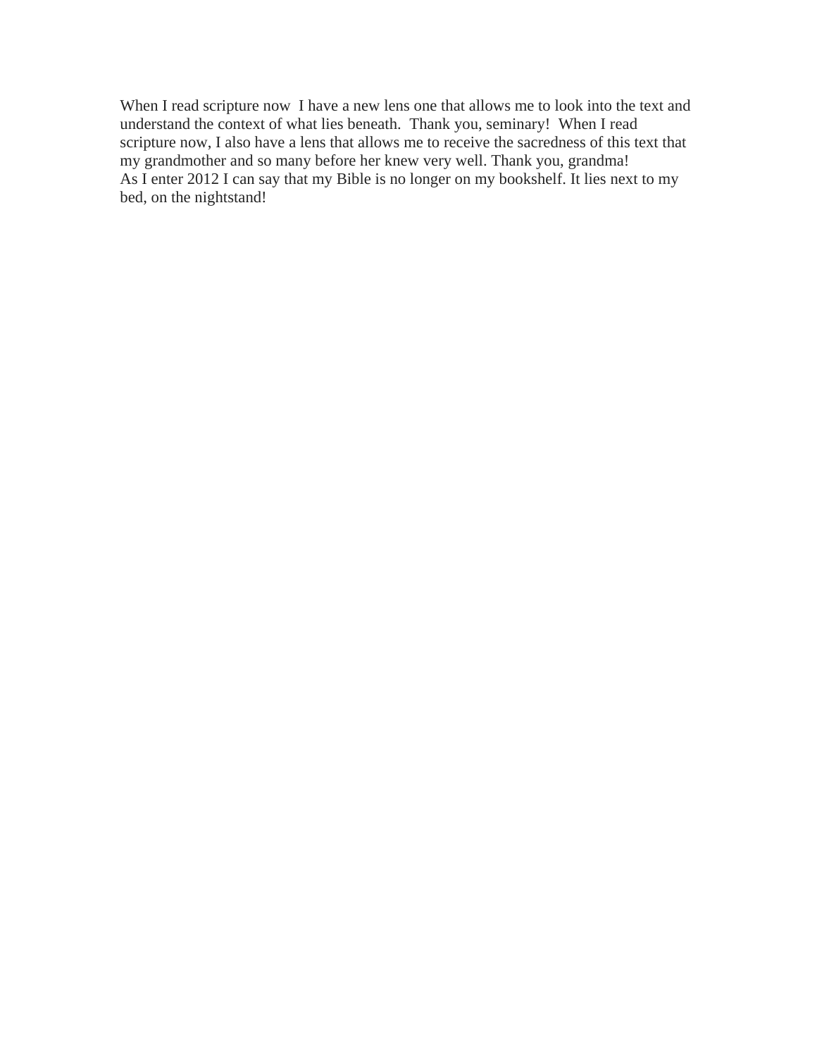When I read scripture now I have a new lens one that allows me to look into the text and understand the context of what lies beneath. Thank you, seminary! When I read scripture now, I also have a lens that allows me to receive the sacredness of this text that my grandmother and so many before her knew very well. Thank you, grandma!

As I enter 2012 I can say that my Bible is no longer on my bookshelf. It lies next to my bed, on the nightstand!